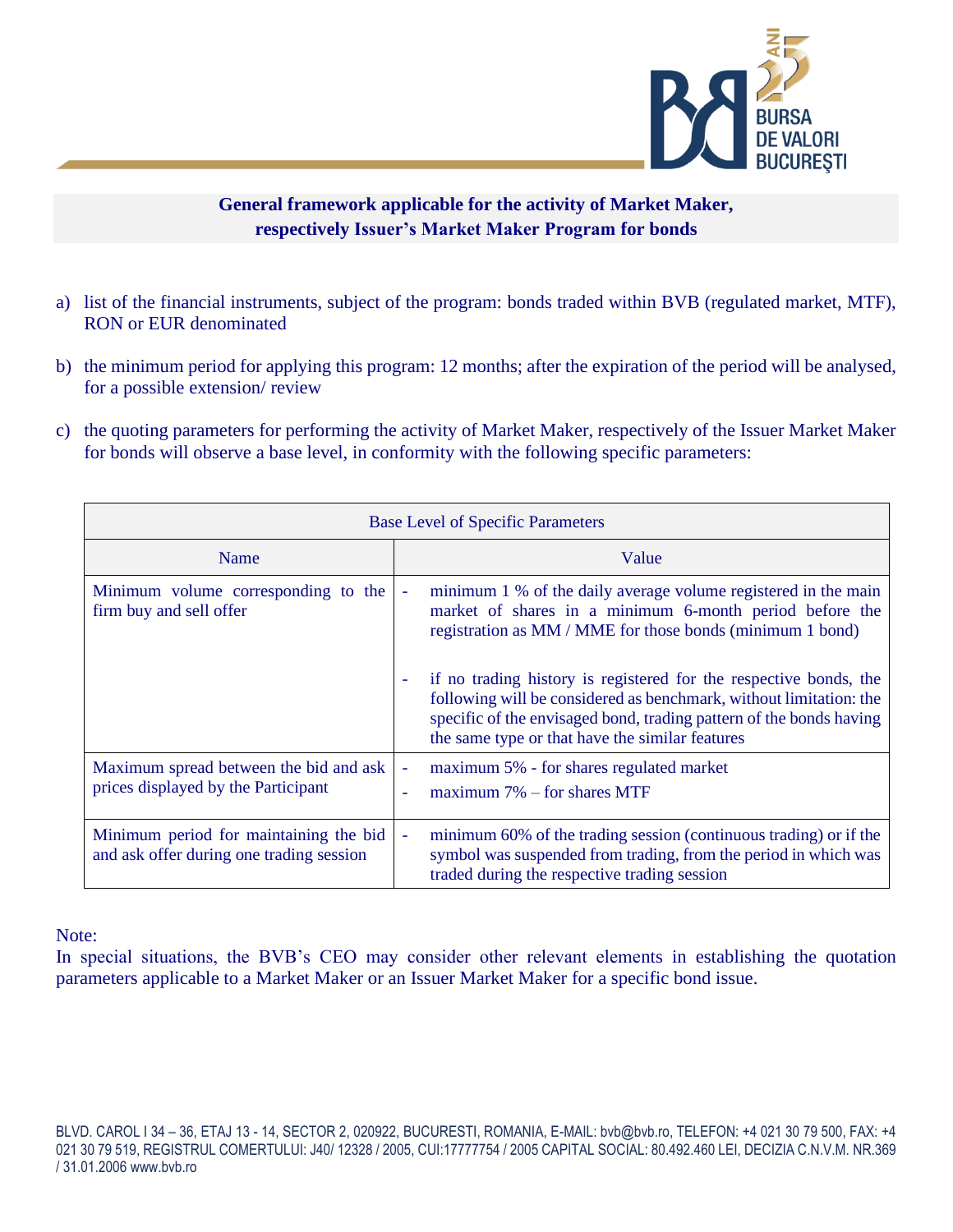## General framework applicable for the activity of Market Maker, respectively Issuer's Market Maker Program for bonds

a) list of the financial instruments, subject of the program: bonds traded within BVB (regulated market, MTF), RON or EUR denominated

b) the minimum period for applying this program: 12 months; after the expiration of the period will be analysed, for a possible extension/ review

c) the quoting parameters for performing the activity of Market Maker, respectively of the Issuer Market Maker for bonds will observe a base level, in conformity with the following specific parameters:

| Base Level of Specific Parameters | |
|---|---|
| Name | Value |
| Minimum volume corresponding to the firm buy and sell offer | - minimum 1 % of the daily average volume registered in the main market of shares in a minimum 6-month period before the registration as MM / MME for those bonds (minimum 1 bond)<br><br>- if no trading history is registered for the respective bonds, the following will be considered as benchmark, without limitation: the specific of the envisaged bond, trading pattern of the bonds having the same type or that have the similar features |
| Maximum spread between the bid and ask prices displayed by the Participant | - maximum 5% - for shares regulated market<br>- maximum 7% – for shares MTF |
| Minimum period for maintaining the bid and ask offer during one trading session | - minimum 60% of the trading session (continuous trading) or if the symbol was suspended from trading, from the period in which was traded during the respective trading session |

Note:
In special situations, the BVB's CEO may consider other relevant elements in establishing the quotation parameters applicable to a Market Maker or an Issuer Market Maker for a specific bond issue.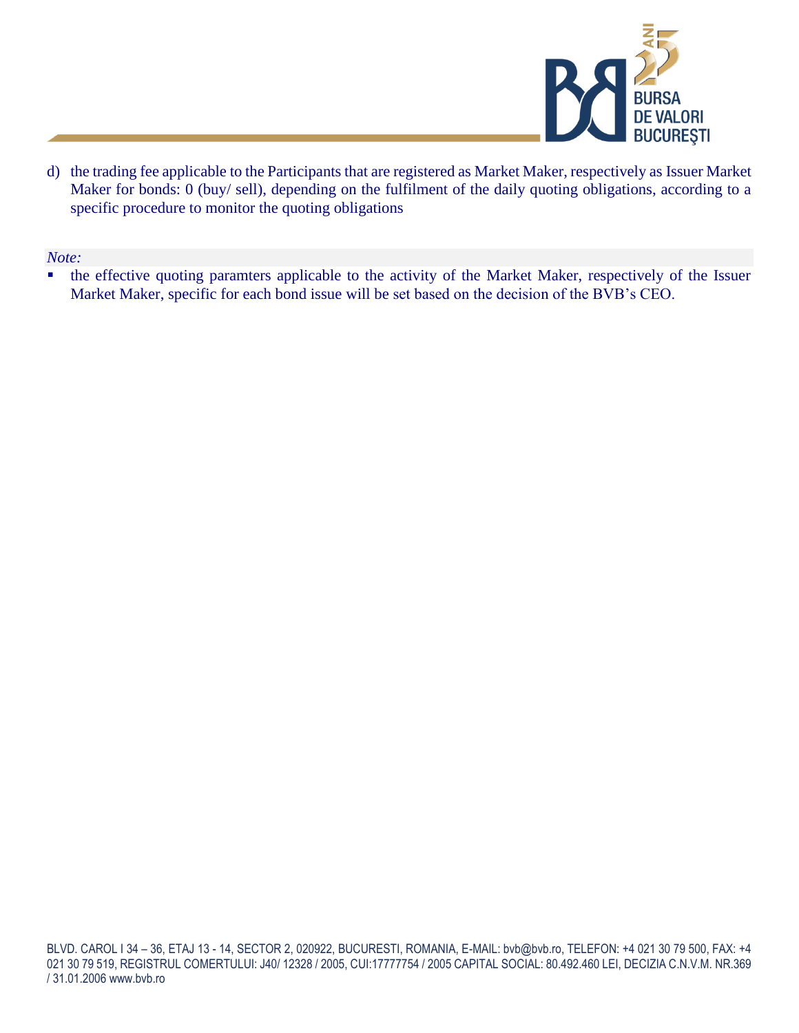d) the trading fee applicable to the Participants that are registered as Market Maker, respectively as Issuer Market Maker for bonds: 0 (buy/ sell), depending on the fulfilment of the daily quoting obligations, according to a specific procedure to monitor the quoting obligations

*Note:*

- the effective quoting paramters applicable to the activity of the Market Maker, respectively of the Issuer Market Maker, specific for each bond issue will be set based on the decision of the BVB's CEO.